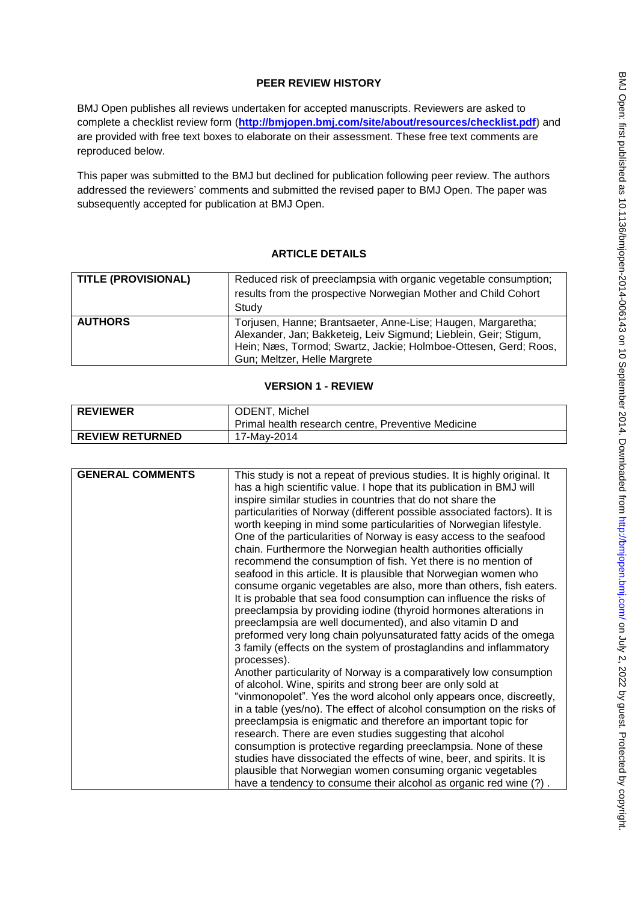**PEER REVIEW HISTORY**

BMJ Open publishes all reviews undertaken for accepted manuscripts. Reviewers are asked to complete a checklist review form (**http://bmjopen.bmj.com/site/about/resources/checklist.pdf**) and are provided with free text boxes to elaborate on their assessment. These free text comments are reproduced below.

This paper was submitted to the BMJ but declined for publication following peer review. The authors addressed the reviewers' comments and submitted the revised paper to BMJ Open. The paper was subsequently accepted for publication at BMJ Open.

**ARTICLE DETAILS**

| | |
|---|---|
| **TITLE (PROVISIONAL)** | Reduced risk of preeclampsia with organic vegetable consumption; results from the prospective Norwegian Mother and Child Cohort Study |
| **AUTHORS** | Torjusen, Hanne; Brantsaeter, Anne-Lise; Haugen, Margaretha; Alexander, Jan; Bakketeig, Leiv Sigmund; Lieblein, Geir; Stigum, Hein; Næs, Tormod; Swartz, Jackie; Holmboe-Ottesen, Gerd; Roos, Gun; Meltzer, Helle Margrete |

**VERSION 1 - REVIEW**

| | |
|---|---|
| **REVIEWER** | ODENT, Michel<br>Primal health research centre, Preventive Medicine |
| **REVIEW RETURNED** | 17-May-2014 |

| | |
|---|---|
| **GENERAL COMMENTS** | This study is not a repeat of previous studies. It is highly original. It has a high scientific value. I hope that its publication in BMJ will inspire similar studies in countries that do not share the particularities of Norway (different possible associated factors). It is worth keeping in mind some particularities of Norwegian lifestyle. One of the particularities of Norway is easy access to the seafood chain. Furthermore the Norwegian health authorities officially recommend the consumption of fish. Yet there is no mention of seafood in this article. It is plausible that Norwegian women who consume organic vegetables are also, more than others, fish eaters. It is probable that sea food consumption can influence the risks of preeclampsia by providing iodine (thyroid hormones alterations in preeclampsia are well documented), and also vitamin D and preformed very long chain polyunsaturated fatty acids of the omega 3 family (effects on the system of prostaglandins and inflammatory processes).<br>Another particularity of Norway is a comparatively low consumption of alcohol. Wine, spirits and strong beer are only sold at "vinmonopolet". Yes the word alcohol only appears once, discreetly, in a table (yes/no). The effect of alcohol consumption on the risks of preeclampsia is enigmatic and therefore an important topic for research. There are even studies suggesting that alcohol consumption is protective regarding preeclampsia. None of these studies have dissociated the effects of wine, beer, and spirits. It is plausible that Norwegian women consuming organic vegetables have a tendency to consume their alcohol as organic red wine (?) . |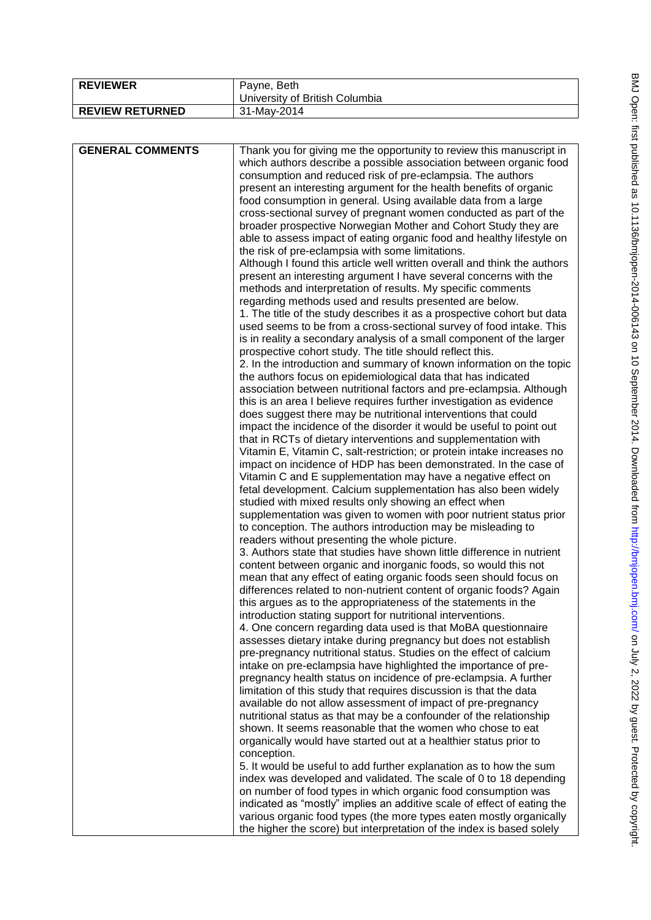| REVIEWER | Payne, Beth<br>University of British Columbia |
| --- | --- |
| REVIEW RETURNED | 31-May-2014 |

| GENERAL COMMENTS | Thank you for giving me the opportunity to review this manuscript in which authors describe a possible association between organic food consumption and reduced risk of pre-eclampsia. The authors present an interesting argument for the health benefits of organic food consumption in general. Using available data from a large cross-sectional survey of pregnant women conducted as part of the broader prospective Norwegian Mother and Cohort Study they are able to assess impact of eating organic food and healthy lifestyle on the risk of pre-eclampsia with some limitations.<br>Although I found this article well written overall and think the authors present an interesting argument I have several concerns with the methods and interpretation of results. My specific comments regarding methods used and results presented are below.<br>1. The title of the study describes it as a prospective cohort but data used seems to be from a cross-sectional survey of food intake. This is in reality a secondary analysis of a small component of the larger prospective cohort study. The title should reflect this.<br>2. In the introduction and summary of known information on the topic the authors focus on epidemiological data that has indicated association between nutritional factors and pre-eclampsia. Although this is an area I believe requires further investigation as evidence does suggest there may be nutritional interventions that could impact the incidence of the disorder it would be useful to point out that in RCTs of dietary interventions and supplementation with Vitamin E, Vitamin C, salt-restriction; or protein intake increases no impact on incidence of HDP has been demonstrated. In the case of Vitamin C and E supplementation may have a negative effect on fetal development. Calcium supplementation has also been widely studied with mixed results only showing an effect when supplementation was given to women with poor nutrient status prior to conception. The authors introduction may be misleading to readers without presenting the whole picture.<br>3. Authors state that studies have shown little difference in nutrient content between organic and inorganic foods, so would this not mean that any effect of eating organic foods seen should focus on differences related to non-nutrient content of organic foods? Again this argues as to the appropriateness of the statements in the introduction stating support for nutritional interventions.<br>4. One concern regarding data used is that MoBA questionnaire assesses dietary intake during pregnancy but does not establish pre-pregnancy nutritional status. Studies on the effect of calcium intake on pre-eclampsia have highlighted the importance of pre-pregnancy health status on incidence of pre-eclampsia. A further limitation of this study that requires discussion is that the data available do not allow assessment of impact of pre-pregnancy nutritional status as that may be a confounder of the relationship shown. It seems reasonable that the women who chose to eat organically would have started out at a healthier status prior to conception.<br>5. It would be useful to add further explanation as to how the sum index was developed and validated. The scale of 0 to 18 depending on number of food types in which organic food consumption was indicated as "mostly" implies an additive scale of effect of eating the various organic food types (the more types eaten mostly organically the higher the score) but interpretation of the index is based solely |
| --- | --- |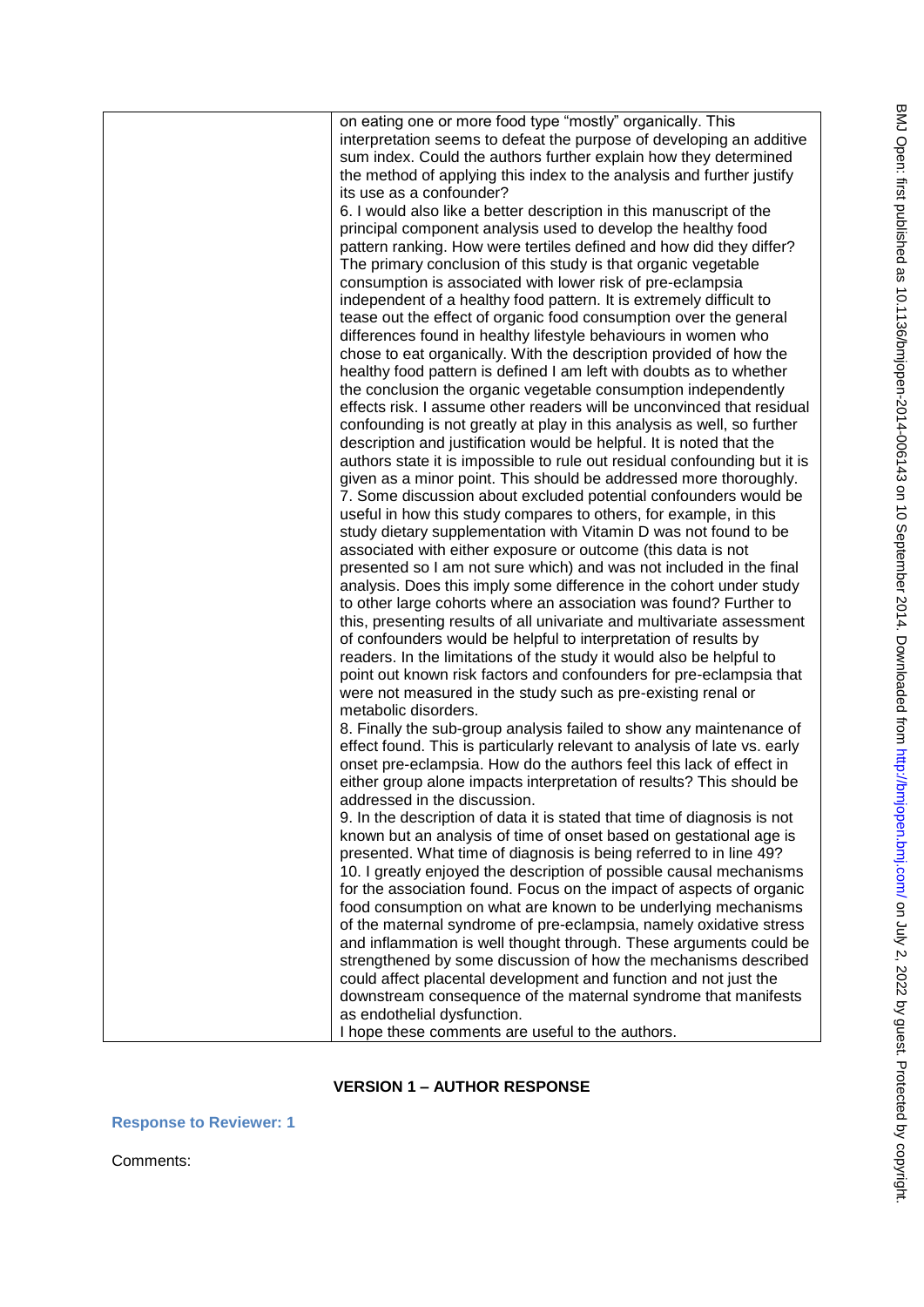| | on eating one or more food type "mostly" organically. This interpretation seems to defeat the purpose of developing an additive sum index. Could the authors further explain how they determined the method of applying this index to the analysis and further justify its use as a confounder?<br>6. I would also like a better description in this manuscript of the principal component analysis used to develop the healthy food pattern ranking. How were tertiles defined and how did they differ? The primary conclusion of this study is that organic vegetable consumption is associated with lower risk of pre-eclampsia independent of a healthy food pattern. It is extremely difficult to tease out the effect of organic food consumption over the general differences found in healthy lifestyle behaviours in women who chose to eat organically. With the description provided of how the healthy food pattern is defined I am left with doubts as to whether the conclusion the organic vegetable consumption independently effects risk. I assume other readers will be unconvinced that residual confounding is not greatly at play in this analysis as well, so further description and justification would be helpful. It is noted that the authors state it is impossible to rule out residual confounding but it is given as a minor point. This should be addressed more thoroughly.<br>7. Some discussion about excluded potential confounders would be useful in how this study compares to others, for example, in this study dietary supplementation with Vitamin D was not found to be associated with either exposure or outcome (this data is not presented so I am not sure which) and was not included in the final analysis. Does this imply some difference in the cohort under study to other large cohorts where an association was found? Further to this, presenting results of all univariate and multivariate assessment of confounders would be helpful to interpretation of results by readers. In the limitations of the study it would also be helpful to point out known risk factors and confounders for pre-eclampsia that were not measured in the study such as pre-existing renal or metabolic disorders.<br>8. Finally the sub-group analysis failed to show any maintenance of effect found. This is particularly relevant to analysis of late vs. early onset pre-eclampsia. How do the authors feel this lack of effect in either group alone impacts interpretation of results? This should be addressed in the discussion.<br>9. In the description of data it is stated that time of diagnosis is not known but an analysis of time of onset based on gestational age is presented. What time of diagnosis is being referred to in line 49?<br>10. I greatly enjoyed the description of possible causal mechanisms for the association found. Focus on the impact of aspects of organic food consumption on what are known to be underlying mechanisms of the maternal syndrome of pre-eclampsia, namely oxidative stress and inflammation is well thought through. These arguments could be strengthened by some discussion of how the mechanisms described could affect placental development and function and not just the downstream consequence of the maternal syndrome that manifests as endothelial dysfunction.<br>I hope these comments are useful to the authors. |
|---|---|

## VERSION 1 – AUTHOR RESPONSE

**Response to Reviewer: 1**

Comments: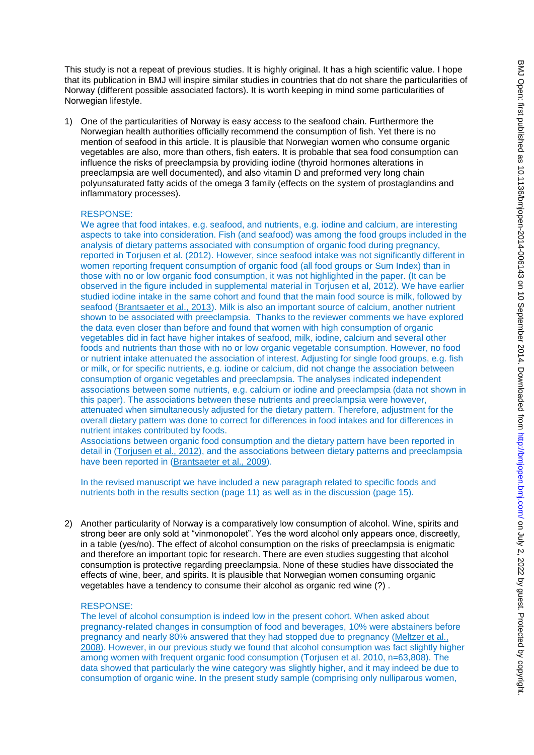This study is not a repeat of previous studies. It is highly original. It has a high scientific value. I hope that its publication in BMJ will inspire similar studies in countries that do not share the particularities of Norway (different possible associated factors). It is worth keeping in mind some particularities of Norwegian lifestyle.

1) One of the particularities of Norway is easy access to the seafood chain. Furthermore the Norwegian health authorities officially recommend the consumption of fish. Yet there is no mention of seafood in this article. It is plausible that Norwegian women who consume organic vegetables are also, more than others, fish eaters. It is probable that sea food consumption can influence the risks of preeclampsia by providing iodine (thyroid hormones alterations in preeclampsia are well documented), and also vitamin D and preformed very long chain polyunsaturated fatty acids of the omega 3 family (effects on the system of prostaglandins and inflammatory processes).

   RESPONSE:
   We agree that food intakes, e.g. seafood, and nutrients, e.g. iodine and calcium, are interesting aspects to take into consideration. Fish (and seafood) was among the food groups included in the analysis of dietary patterns associated with consumption of organic food during pregnancy, reported in Torjusen et al. (2012). However, since seafood intake was not significantly different in women reporting frequent consumption of organic food (all food groups or Sum Index) than in those with no or low organic food consumption, it was not highlighted in the paper. (It can be observed in the figure included in supplemental material in Torjusen et al, 2012). We have earlier studied iodine intake in the same cohort and found that the main food source is milk, followed by seafood (Brantsaeter et al., 2013). Milk is also an important source of calcium, another nutrient shown to be associated with preeclampsia. Thanks to the reviewer comments we have explored the data even closer than before and found that women with high consumption of organic vegetables did in fact have higher intakes of seafood, milk, iodine, calcium and several other foods and nutrients than those with no or low organic vegetable consumption. However, no food or nutrient intake attenuated the association of interest. Adjusting for single food groups, e.g. fish or milk, or for specific nutrients, e.g. iodine or calcium, did not change the association between consumption of organic vegetables and preeclampsia. The analyses indicated independent associations between some nutrients, e.g. calcium or iodine and preeclampsia (data not shown in this paper). The associations between these nutrients and preeclampsia were however, attenuated when simultaneously adjusted for the dietary pattern. Therefore, adjustment for the overall dietary pattern was done to correct for differences in food intakes and for differences in nutrient intakes contributed by foods.
   Associations between organic food consumption and the dietary pattern have been reported in detail in (Torjusen et al., 2012), and the associations between dietary patterns and preeclampsia have been reported in (Brantsaeter et al., 2009).

   In the revised manuscript we have included a new paragraph related to specific foods and nutrients both in the results section (page 11) as well as in the discussion (page 15).

2) Another particularity of Norway is a comparatively low consumption of alcohol. Wine, spirits and strong beer are only sold at "vinmonopolet". Yes the word alcohol only appears once, discreetly, in a table (yes/no). The effect of alcohol consumption on the risks of preeclampsia is enigmatic and therefore an important topic for research. There are even studies suggesting that alcohol consumption is protective regarding preeclampsia. None of these studies have dissociated the effects of wine, beer, and spirits. It is plausible that Norwegian women consuming organic vegetables have a tendency to consume their alcohol as organic red wine (?) .

   RESPONSE:
   The level of alcohol consumption is indeed low in the present cohort. When asked about pregnancy-related changes in consumption of food and beverages, 10% were abstainers before pregnancy and nearly 80% answered that they had stopped due to pregnancy (Meltzer et al., 2008). However, in our previous study we found that alcohol consumption was fact slightly higher among women with frequent organic food consumption (Torjusen et al. 2010, n=63,808). The data showed that particularly the wine category was slightly higher, and it may indeed be due to consumption of organic wine. In the present study sample (comprising only nulliparous women,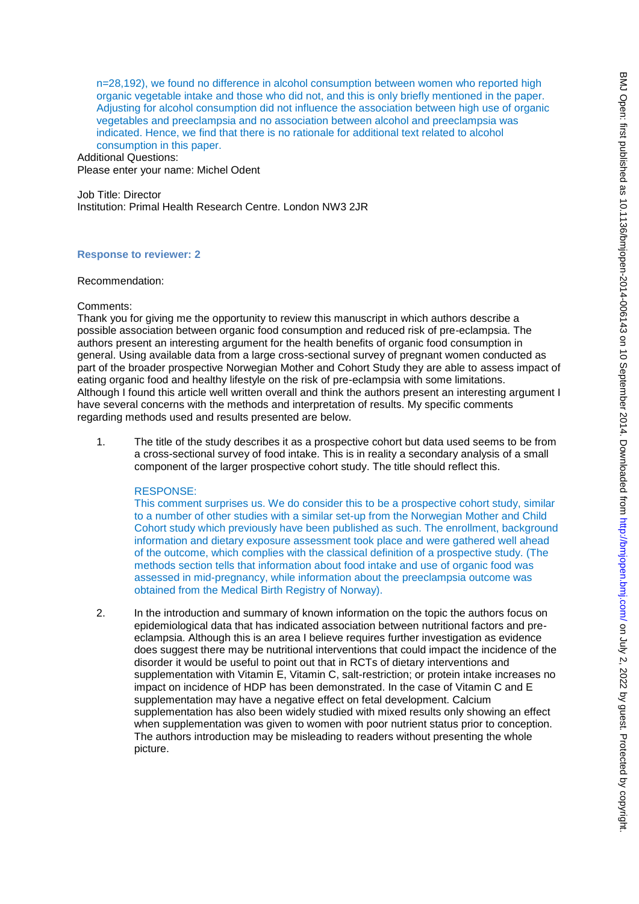n=28,192), we found no difference in alcohol consumption between women who reported high organic vegetable intake and those who did not, and this is only briefly mentioned in the paper. Adjusting for alcohol consumption did not influence the association between high use of organic vegetables and preeclampsia and no association between alcohol and preeclampsia was indicated. Hence, we find that there is no rationale for additional text related to alcohol consumption in this paper.

Additional Questions:
Please enter your name: Michel Odent

Job Title: Director
Institution: Primal Health Research Centre. London NW3 2JR

**Response to reviewer: 2**

Recommendation:

Comments:
Thank you for giving me the opportunity to review this manuscript in which authors describe a possible association between organic food consumption and reduced risk of pre-eclampsia. The authors present an interesting argument for the health benefits of organic food consumption in general. Using available data from a large cross-sectional survey of pregnant women conducted as part of the broader prospective Norwegian Mother and Cohort Study they are able to assess impact of eating organic food and healthy lifestyle on the risk of pre-eclampsia with some limitations. Although I found this article well written overall and think the authors present an interesting argument I have several concerns with the methods and interpretation of results. My specific comments regarding methods used and results presented are below.

1. The title of the study describes it as a prospective cohort but data used seems to be from a cross-sectional survey of food intake. This is in reality a secondary analysis of a small component of the larger prospective cohort study. The title should reflect this.

   RESPONSE:
   This comment surprises us. We do consider this to be a prospective cohort study, similar to a number of other studies with a similar set-up from the Norwegian Mother and Child Cohort study which previously have been published as such. The enrollment, background information and dietary exposure assessment took place and were gathered well ahead of the outcome, which complies with the classical definition of a prospective study. (The methods section tells that information about food intake and use of organic food was assessed in mid-pregnancy, while information about the preeclampsia outcome was obtained from the Medical Birth Registry of Norway).

2. In the introduction and summary of known information on the topic the authors focus on epidemiological data that has indicated association between nutritional factors and pre-eclampsia. Although this is an area I believe requires further investigation as evidence does suggest there may be nutritional interventions that could impact the incidence of the disorder it would be useful to point out that in RCTs of dietary interventions and supplementation with Vitamin E, Vitamin C, salt-restriction; or protein intake increases no impact on incidence of HDP has been demonstrated. In the case of Vitamin C and E supplementation may have a negative effect on fetal development. Calcium supplementation has also been widely studied with mixed results only showing an effect when supplementation was given to women with poor nutrient status prior to conception. The authors introduction may be misleading to readers without presenting the whole picture.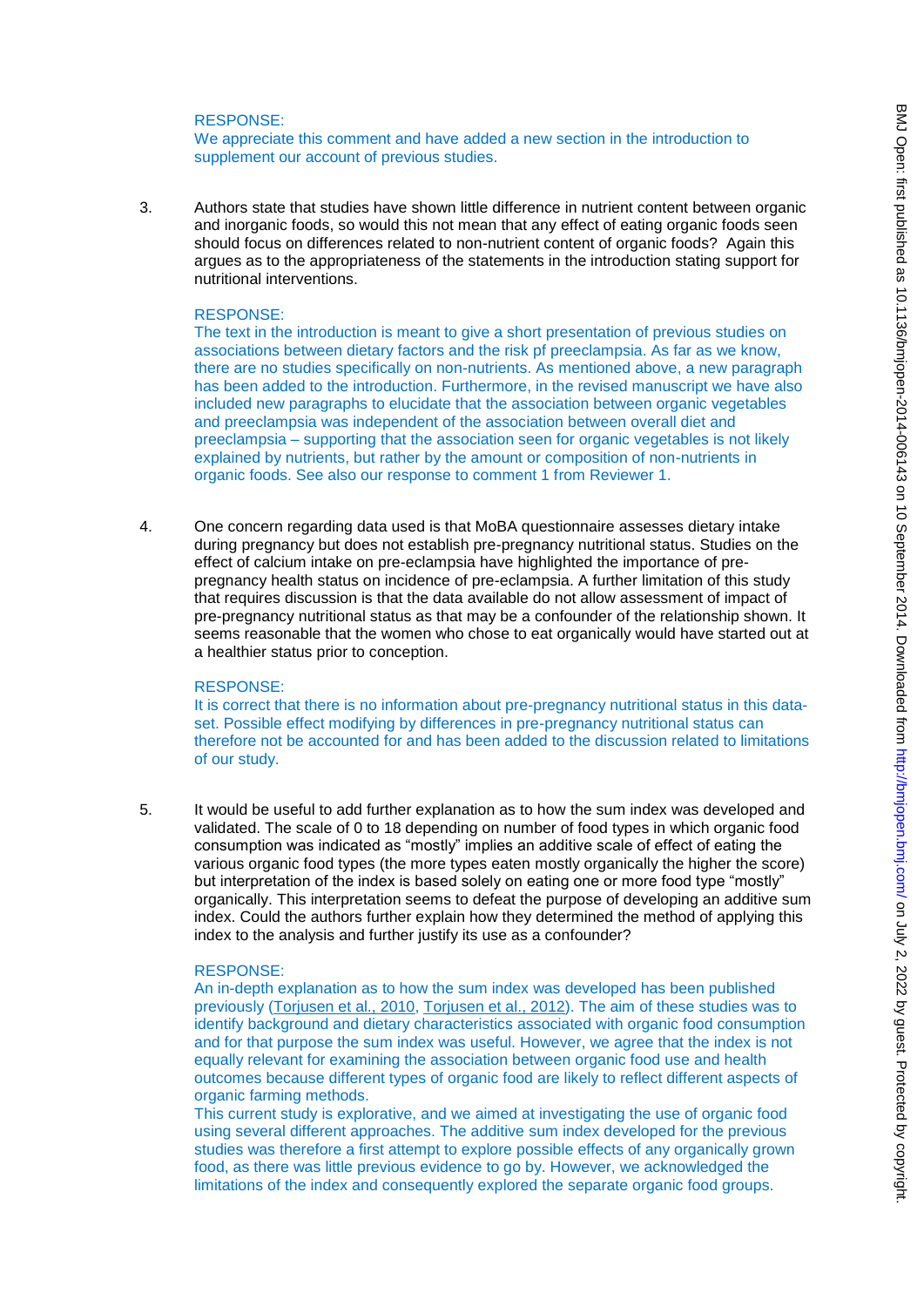RESPONSE:
We appreciate this comment and have added a new section in the introduction to supplement our account of previous studies.

3. Authors state that studies have shown little difference in nutrient content between organic and inorganic foods, so would this not mean that any effect of eating organic foods seen should focus on differences related to non-nutrient content of organic foods? Again this argues as to the appropriateness of the statements in the introduction stating support for nutritional interventions.

RESPONSE:
The text in the introduction is meant to give a short presentation of previous studies on associations between dietary factors and the risk pf preeclampsia. As far as we know, there are no studies specifically on non-nutrients. As mentioned above, a new paragraph has been added to the introduction. Furthermore, in the revised manuscript we have also included new paragraphs to elucidate that the association between organic vegetables and preeclampsia was independent of the association between overall diet and preeclampsia – supporting that the association seen for organic vegetables is not likely explained by nutrients, but rather by the amount or composition of non-nutrients in organic foods. See also our response to comment 1 from Reviewer 1.

4. One concern regarding data used is that MoBA questionnaire assesses dietary intake during pregnancy but does not establish pre-pregnancy nutritional status. Studies on the effect of calcium intake on pre-eclampsia have highlighted the importance of pre-pregnancy health status on incidence of pre-eclampsia. A further limitation of this study that requires discussion is that the data available do not allow assessment of impact of pre-pregnancy nutritional status as that may be a confounder of the relationship shown. It seems reasonable that the women who chose to eat organically would have started out at a healthier status prior to conception.

RESPONSE:
It is correct that there is no information about pre-pregnancy nutritional status in this data-set. Possible effect modifying by differences in pre-pregnancy nutritional status can therefore not be accounted for and has been added to the discussion related to limitations of our study.

5. It would be useful to add further explanation as to how the sum index was developed and validated. The scale of 0 to 18 depending on number of food types in which organic food consumption was indicated as "mostly" implies an additive scale of effect of eating the various organic food types (the more types eaten mostly organically the higher the score) but interpretation of the index is based solely on eating one or more food type "mostly" organically. This interpretation seems to defeat the purpose of developing an additive sum index. Could the authors further explain how they determined the method of applying this index to the analysis and further justify its use as a confounder?

RESPONSE:
An in-depth explanation as to how the sum index was developed has been published previously (Torjusen et al., 2010, Torjusen et al., 2012). The aim of these studies was to identify background and dietary characteristics associated with organic food consumption and for that purpose the sum index was useful. However, we agree that the index is not equally relevant for examining the association between organic food use and health outcomes because different types of organic food are likely to reflect different aspects of organic farming methods.
This current study is explorative, and we aimed at investigating the use of organic food using several different approaches. The additive sum index developed for the previous studies was therefore a first attempt to explore possible effects of any organically grown food, as there was little previous evidence to go by. However, we acknowledged the limitations of the index and consequently explored the separate organic food groups.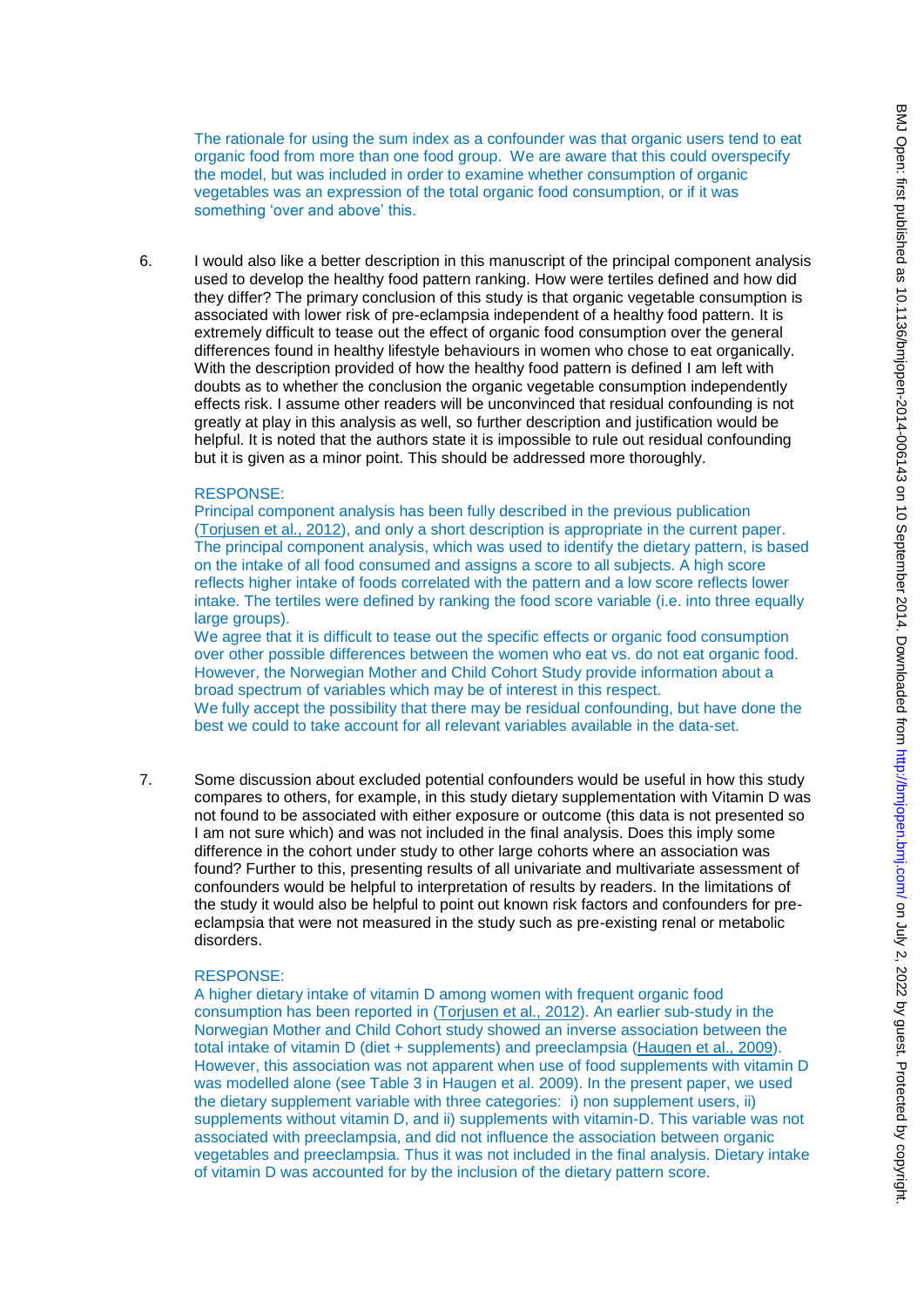The rationale for using the sum index as a confounder was that organic users tend to eat organic food from more than one food group. We are aware that this could overspecify the model, but was included in order to examine whether consumption of organic vegetables was an expression of the total organic food consumption, or if it was something 'over and above' this.

6. I would also like a better description in this manuscript of the principal component analysis used to develop the healthy food pattern ranking. How were tertiles defined and how did they differ? The primary conclusion of this study is that organic vegetable consumption is associated with lower risk of pre-eclampsia independent of a healthy food pattern. It is extremely difficult to tease out the effect of organic food consumption over the general differences found in healthy lifestyle behaviours in women who chose to eat organically. With the description provided of how the healthy food pattern is defined I am left with doubts as to whether the conclusion the organic vegetable consumption independently effects risk. I assume other readers will be unconvinced that residual confounding is not greatly at play in this analysis as well, so further description and justification would be helpful. It is noted that the authors state it is impossible to rule out residual confounding but it is given as a minor point. This should be addressed more thoroughly.

RESPONSE:
Principal component analysis has been fully described in the previous publication (Torjusen et al., 2012), and only a short description is appropriate in the current paper. The principal component analysis, which was used to identify the dietary pattern, is based on the intake of all food consumed and assigns a score to all subjects. A high score reflects higher intake of foods correlated with the pattern and a low score reflects lower intake. The tertiles were defined by ranking the food score variable (i.e. into three equally large groups).
We agree that it is difficult to tease out the specific effects or organic food consumption over other possible differences between the women who eat vs. do not eat organic food. However, the Norwegian Mother and Child Cohort Study provide information about a broad spectrum of variables which may be of interest in this respect.
We fully accept the possibility that there may be residual confounding, but have done the best we could to take account for all relevant variables available in the data-set.

7. Some discussion about excluded potential confounders would be useful in how this study compares to others, for example, in this study dietary supplementation with Vitamin D was not found to be associated with either exposure or outcome (this data is not presented so I am not sure which) and was not included in the final analysis. Does this imply some difference in the cohort under study to other large cohorts where an association was found? Further to this, presenting results of all univariate and multivariate assessment of confounders would be helpful to interpretation of results by readers. In the limitations of the study it would also be helpful to point out known risk factors and confounders for pre-eclampsia that were not measured in the study such as pre-existing renal or metabolic disorders.

RESPONSE:
A higher dietary intake of vitamin D among women with frequent organic food consumption has been reported in (Torjusen et al., 2012). An earlier sub-study in the Norwegian Mother and Child Cohort study showed an inverse association between the total intake of vitamin D (diet + supplements) and preeclampsia (Haugen et al., 2009). However, this association was not apparent when use of food supplements with vitamin D was modelled alone (see Table 3 in Haugen et al. 2009). In the present paper, we used the dietary supplement variable with three categories: i) non supplement users, ii) supplements without vitamin D, and ii) supplements with vitamin-D. This variable was not associated with preeclampsia, and did not influence the association between organic vegetables and preeclampsia. Thus it was not included in the final analysis. Dietary intake of vitamin D was accounted for by the inclusion of the dietary pattern score.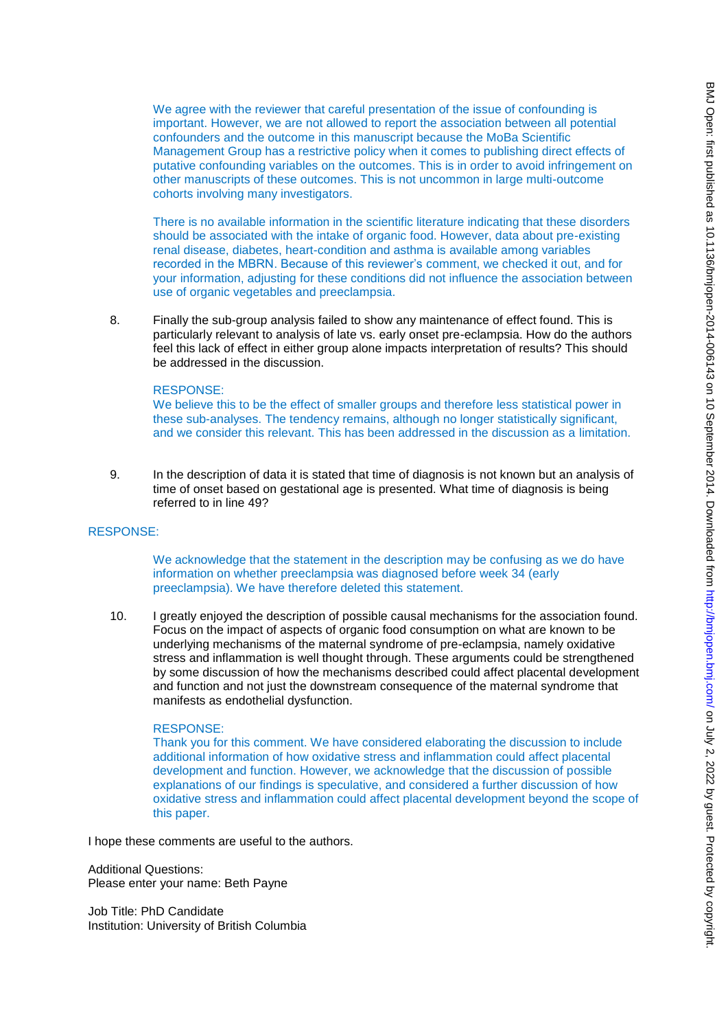We agree with the reviewer that careful presentation of the issue of confounding is important. However, we are not allowed to report the association between all potential confounders and the outcome in this manuscript because the MoBa Scientific Management Group has a restrictive policy when it comes to publishing direct effects of putative confounding variables on the outcomes. This is in order to avoid infringement on other manuscripts of these outcomes. This is not uncommon in large multi-outcome cohorts involving many investigators.

There is no available information in the scientific literature indicating that these disorders should be associated with the intake of organic food. However, data about pre-existing renal disease, diabetes, heart-condition and asthma is available among variables recorded in the MBRN. Because of this reviewer's comment, we checked it out, and for your information, adjusting for these conditions did not influence the association between use of organic vegetables and preeclampsia.

8. Finally the sub-group analysis failed to show any maintenance of effect found. This is particularly relevant to analysis of late vs. early onset pre-eclampsia. How do the authors feel this lack of effect in either group alone impacts interpretation of results? This should be addressed in the discussion.

   RESPONSE:
   We believe this to be the effect of smaller groups and therefore less statistical power in these sub-analyses. The tendency remains, although no longer statistically significant, and we consider this relevant. This has been addressed in the discussion as a limitation.

9. In the description of data it is stated that time of diagnosis is not known but an analysis of time of onset based on gestational age is presented. What time of diagnosis is being referred to in line 49?

RESPONSE:

We acknowledge that the statement in the description may be confusing as we do have information on whether preeclampsia was diagnosed before week 34 (early preeclampsia). We have therefore deleted this statement.

10. I greatly enjoyed the description of possible causal mechanisms for the association found. Focus on the impact of aspects of organic food consumption on what are known to be underlying mechanisms of the maternal syndrome of pre-eclampsia, namely oxidative stress and inflammation is well thought through. These arguments could be strengthened by some discussion of how the mechanisms described could affect placental development and function and not just the downstream consequence of the maternal syndrome that manifests as endothelial dysfunction.

    RESPONSE:
    Thank you for this comment. We have considered elaborating the discussion to include additional information of how oxidative stress and inflammation could affect placental development and function. However, we acknowledge that the discussion of possible explanations of our findings is speculative, and considered a further discussion of how oxidative stress and inflammation could affect placental development beyond the scope of this paper.

I hope these comments are useful to the authors.

Additional Questions:
Please enter your name: Beth Payne

Job Title: PhD Candidate
Institution: University of British Columbia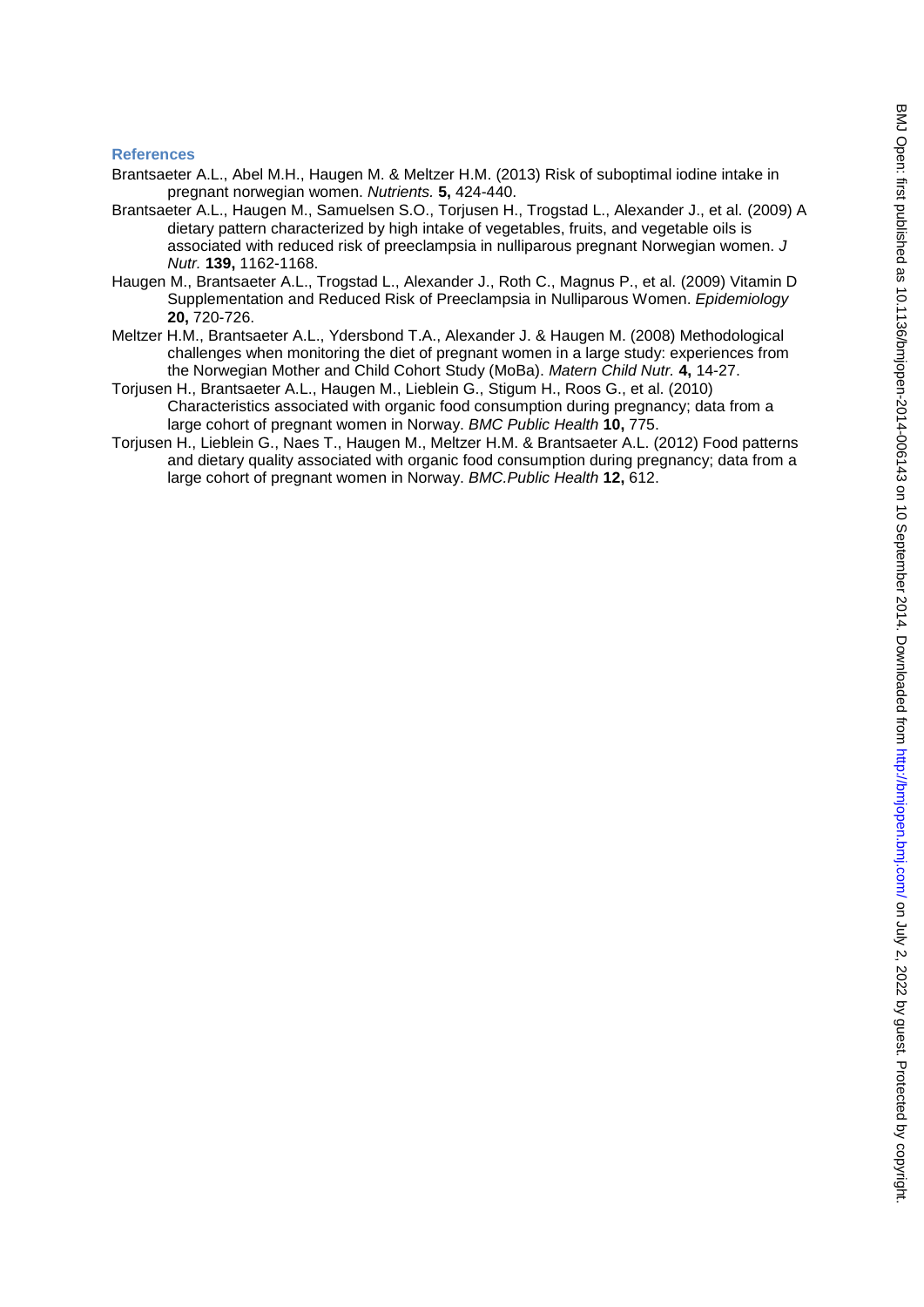### References

Brantsaeter A.L., Abel M.H., Haugen M. & Meltzer H.M. (2013) Risk of suboptimal iodine intake in pregnant norwegian women. *Nutrients.* **5,** 424-440.

Brantsaeter A.L., Haugen M., Samuelsen S.O., Torjusen H., Trogstad L., Alexander J., et al. (2009) A dietary pattern characterized by high intake of vegetables, fruits, and vegetable oils is associated with reduced risk of preeclampsia in nulliparous pregnant Norwegian women. *J Nutr.* **139,** 1162-1168.

Haugen M., Brantsaeter A.L., Trogstad L., Alexander J., Roth C., Magnus P., et al. (2009) Vitamin D Supplementation and Reduced Risk of Preeclampsia in Nulliparous Women. *Epidemiology* **20,** 720-726.

Meltzer H.M., Brantsaeter A.L., Ydersbond T.A., Alexander J. & Haugen M. (2008) Methodological challenges when monitoring the diet of pregnant women in a large study: experiences from the Norwegian Mother and Child Cohort Study (MoBa). *Matern Child Nutr.* **4,** 14-27.

Torjusen H., Brantsaeter A.L., Haugen M., Lieblein G., Stigum H., Roos G., et al. (2010) Characteristics associated with organic food consumption during pregnancy; data from a large cohort of pregnant women in Norway. *BMC Public Health* **10,** 775.

Torjusen H., Lieblein G., Naes T., Haugen M., Meltzer H.M. & Brantsaeter A.L. (2012) Food patterns and dietary quality associated with organic food consumption during pregnancy; data from a large cohort of pregnant women in Norway. *BMC.Public Health* **12,** 612.